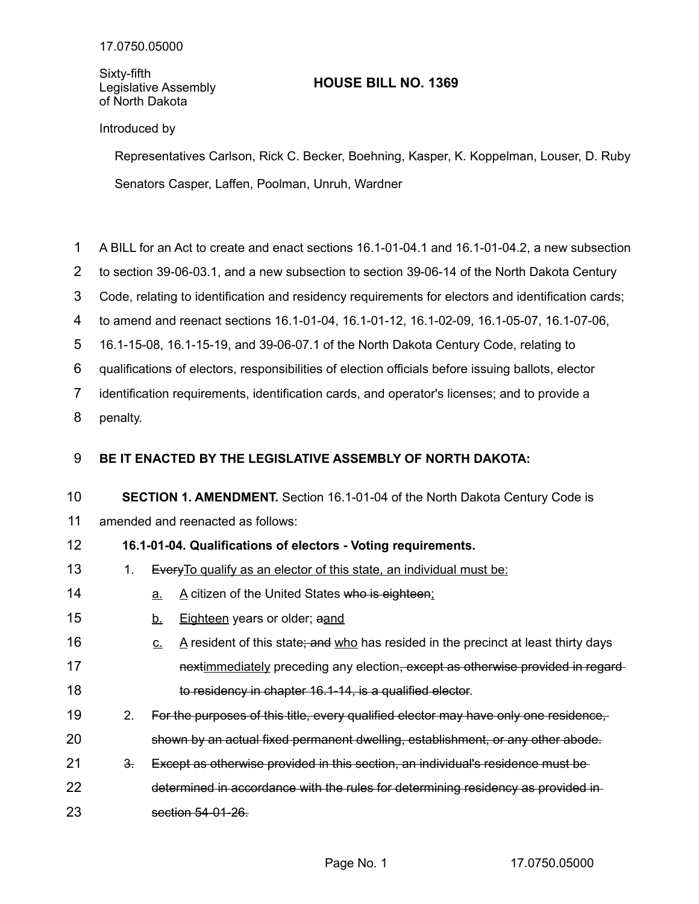Sixty-fifth Legislative Assembly of North Dakota

# HOUSE BILL NO. 1369

Introduced by

Representatives Carlson, Rick C. Becker, Boehning, Kasper, K. Koppelman, Louser, D. Ruby

Senators Casper, Laffen, Poolman, Unruh, Wardner

A BILL for an Act to create and enact sections 16.1-01-04.1 and 16.1-01-04.2, a new subsection to section 39-06-03.1, and a new subsection to section 39-06-14 of the North Dakota Century Code, relating to identification and residency requirements for electors and identification cards; to amend and reenact sections 16.1-01-04, 16.1-01-12, 16.1-02-09, 16.1-05-07, 16.1-07-06, 16.1-15-08, 16.1-15-19, and 39-06-07.1 of the North Dakota Century Code, relating to qualifications of electors, responsibilities of election officials before issuing ballots, elector identification requirements, identification cards, and operator's licenses; and to provide a penalty.

**BE IT ENACTED BY THE LEGISLATIVE ASSEMBLY OF NORTH DAKOTA:**

**SECTION 1. AMENDMENT.** Section 16.1-01-04 of the North Dakota Century Code is amended and reenacted as follows:

**16.1-01-04. Qualifications of electors - Voting requirements.**

1. ~~Every~~<u>To qualify as an elector of this state, an individual must be:</u>
   - <u>a.</u> <u>A</u> citizen of the United States ~~who is eighteen~~<u>;</u>
   - <u>b.</u> <u>Eighteen</u> years or older; ~~a~~<u>and</u>
   - <u>c.</u> <u>A</u> resident of this state~~; and~~ <u>who</u> has resided in the precinct at least thirty days ~~next~~<u>immediately</u> preceding any election~~, except as otherwise provided in regard to residency in chapter 16.1-14, is a qualified elector~~.
2. ~~For the purposes of this title, every qualified elector may have only one residence, shown by an actual fixed permanent dwelling, establishment, or any other abode.~~
3. ~~3.~~ ~~Except as otherwise provided in this section, an individual's residence must be determined in accordance with the rules for determining residency as provided in section 54-01-26.~~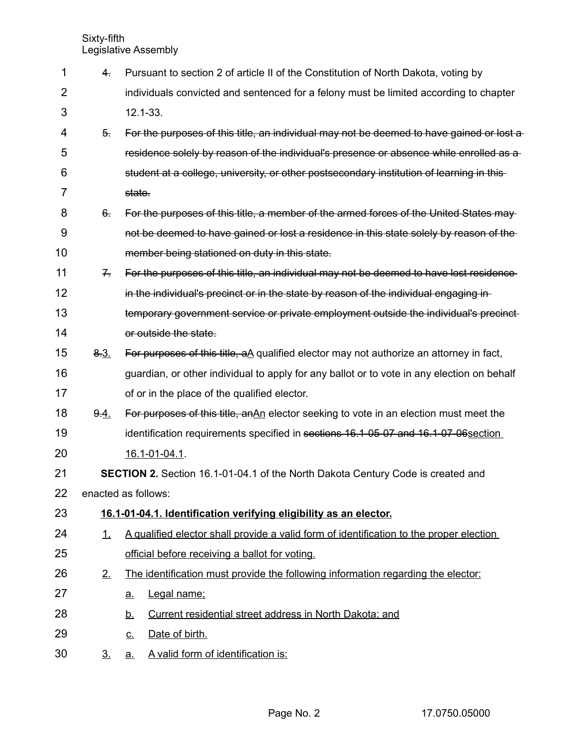4. Pursuant to section 2 of article II of the Constitution of North Dakota, voting by individuals convicted and sentenced for a felony must be limited according to chapter 12.1-33.

~~5. For the purposes of this title, an individual may not be deemed to have gained or lost a residence solely by reason of the individual's presence or absence while enrolled as a student at a college, university, or other postsecondary institution of learning in this state.~~

~~6. For the purposes of this title, a member of the armed forces of the United States may not be deemed to have gained or lost a residence in this state solely by reason of the member being stationed on duty in this state.~~

~~7. For the purposes of this title, an individual may not be deemed to have lost residence in the individual's precinct or in the state by reason of the individual engaging in temporary government service or private employment outside the individual's precinct or outside the state.~~

~~8.~~<u>3.</u> ~~For purposes of this title, a~~<u>A</u> qualified elector may not authorize an attorney in fact, guardian, or other individual to apply for any ballot or to vote in any election on behalf of or in the place of the qualified elector.

~~9.~~<u>4.</u> ~~For purposes of this title, an~~<u>An</u> elector seeking to vote in an election must meet the identification requirements specified in ~~sections 16.1-05-07 and 16.1-07-06~~<u>section 16.1-01-04.1</u>.

**SECTION 2.** Section 16.1-01-04.1 of the North Dakota Century Code is created and enacted as follows:

**<u>16.1-01-04.1. Identification verifying eligibility as an elector.</u>**

<u>1.</u> <u>A qualified elector shall provide a valid form of identification to the proper election official before receiving a ballot for voting.</u>

<u>2.</u> <u>The identification must provide the following information regarding the elector:</u>

<u>a.</u> <u>Legal name;</u>

<u>b.</u> <u>Current residential street address in North Dakota; and</u>

<u>c.</u> <u>Date of birth.</u>

<u>3.</u> <u>a.</u> <u>A valid form of identification is:</u>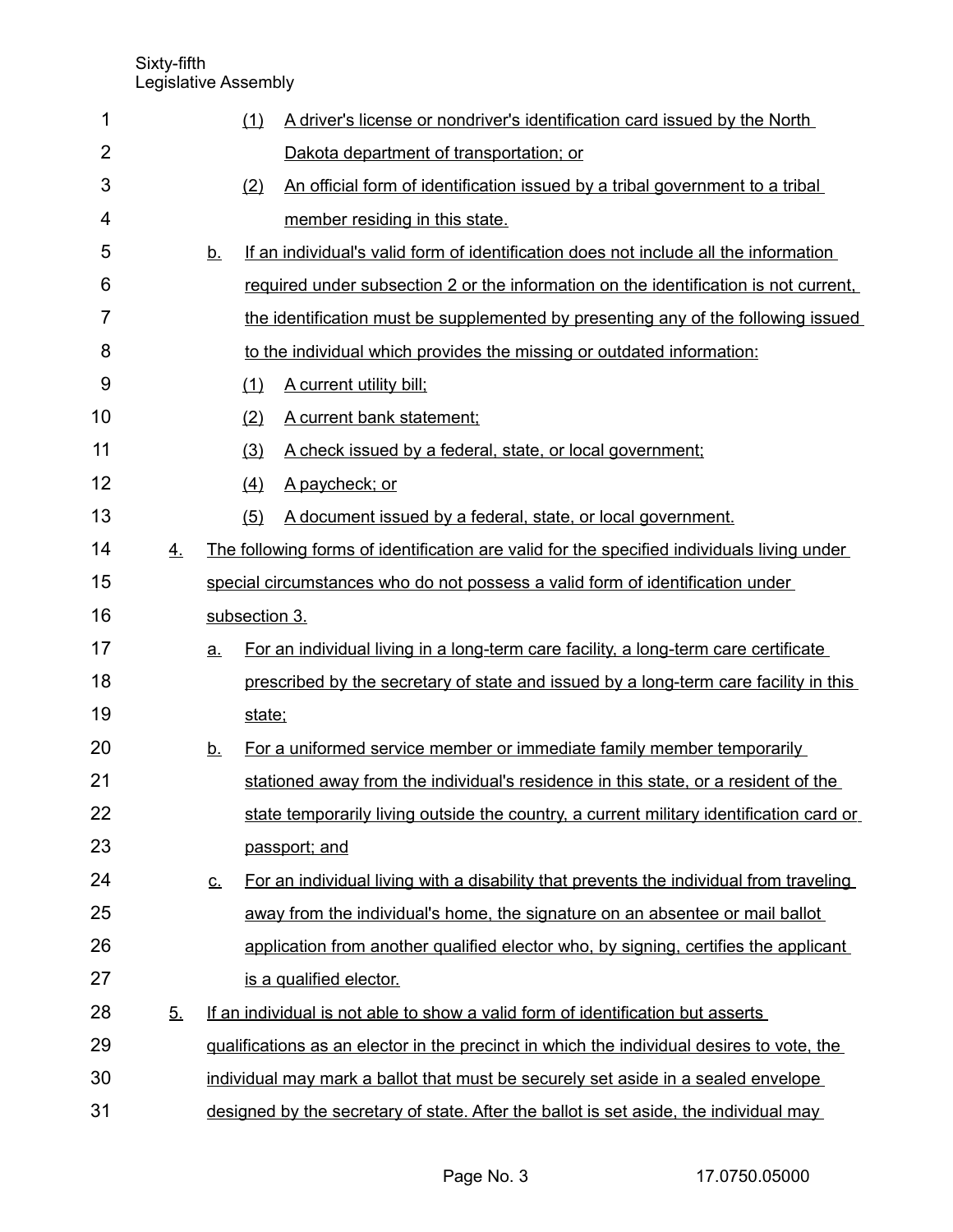(1) A driver's license or nondriver's identification card issued by the North Dakota department of transportation; or

(2) An official form of identification issued by a tribal government to a tribal member residing in this state.

b. If an individual's valid form of identification does not include all the information required under subsection 2 or the information on the identification is not current, the identification must be supplemented by presenting any of the following issued to the individual which provides the missing or outdated information:

(1) A current utility bill;

(2) A current bank statement;

(3) A check issued by a federal, state, or local government;

(4) A paycheck; or

(5) A document issued by a federal, state, or local government.

4. The following forms of identification are valid for the specified individuals living under special circumstances who do not possess a valid form of identification under subsection 3.

a. For an individual living in a long-term care facility, a long-term care certificate prescribed by the secretary of state and issued by a long-term care facility in this state;

b. For a uniformed service member or immediate family member temporarily stationed away from the individual's residence in this state, or a resident of the state temporarily living outside the country, a current military identification card or passport; and

c. For an individual living with a disability that prevents the individual from traveling away from the individual's home, the signature on an absentee or mail ballot application from another qualified elector who, by signing, certifies the applicant is a qualified elector.

5. If an individual is not able to show a valid form of identification but asserts qualifications as an elector in the precinct in which the individual desires to vote, the individual may mark a ballot that must be securely set aside in a sealed envelope designed by the secretary of state. After the ballot is set aside, the individual may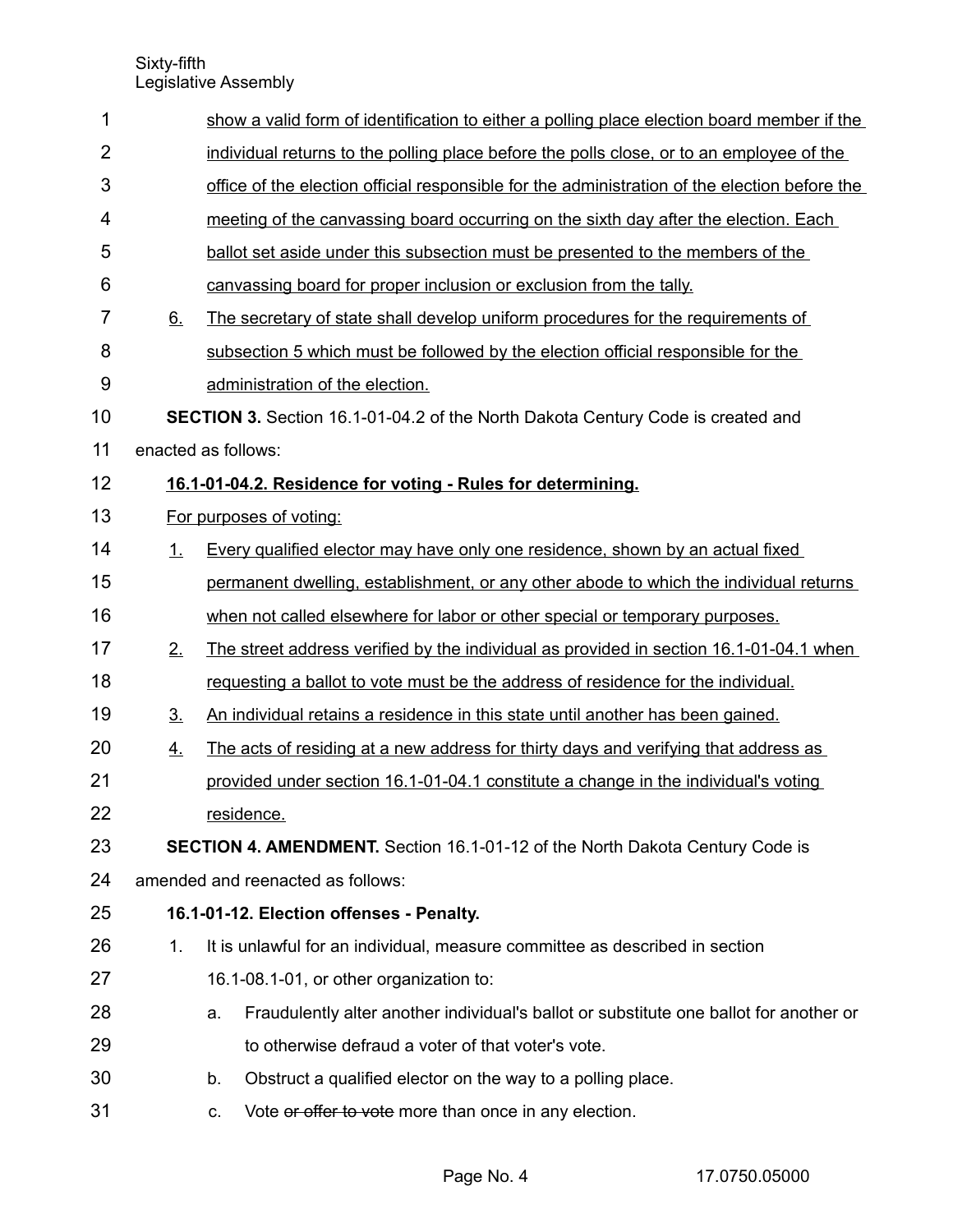show a valid form of identification to either a polling place election board member if the individual returns to the polling place before the polls close, or to an employee of the office of the election official responsible for the administration of the election before the meeting of the canvassing board occurring on the sixth day after the election. Each ballot set aside under this subsection must be presented to the members of the canvassing board for proper inclusion or exclusion from the tally.

6. The secretary of state shall develop uniform procedures for the requirements of subsection 5 which must be followed by the election official responsible for the administration of the election.

**SECTION 3.** Section 16.1-01-04.2 of the North Dakota Century Code is created and enacted as follows:

**16.1-01-04.2. Residence for voting - Rules for determining.**

For purposes of voting:

1. Every qualified elector may have only one residence, shown by an actual fixed permanent dwelling, establishment, or any other abode to which the individual returns when not called elsewhere for labor or other special or temporary purposes.
2. The street address verified by the individual as provided in section 16.1-01-04.1 when requesting a ballot to vote must be the address of residence for the individual.
3. An individual retains a residence in this state until another has been gained.
4. The acts of residing at a new address for thirty days and verifying that address as provided under section 16.1-01-04.1 constitute a change in the individual's voting residence.

**SECTION 4. AMENDMENT.** Section 16.1-01-12 of the North Dakota Century Code is amended and reenacted as follows:

**16.1-01-12. Election offenses - Penalty.**

1. It is unlawful for an individual, measure committee as described in section 16.1-08.1-01, or other organization to:
   a. Fraudulently alter another individual's ballot or substitute one ballot for another or to otherwise defraud a voter of that voter's vote.
   b. Obstruct a qualified elector on the way to a polling place.
   c. Vote ~~or offer to vote~~ more than once in any election.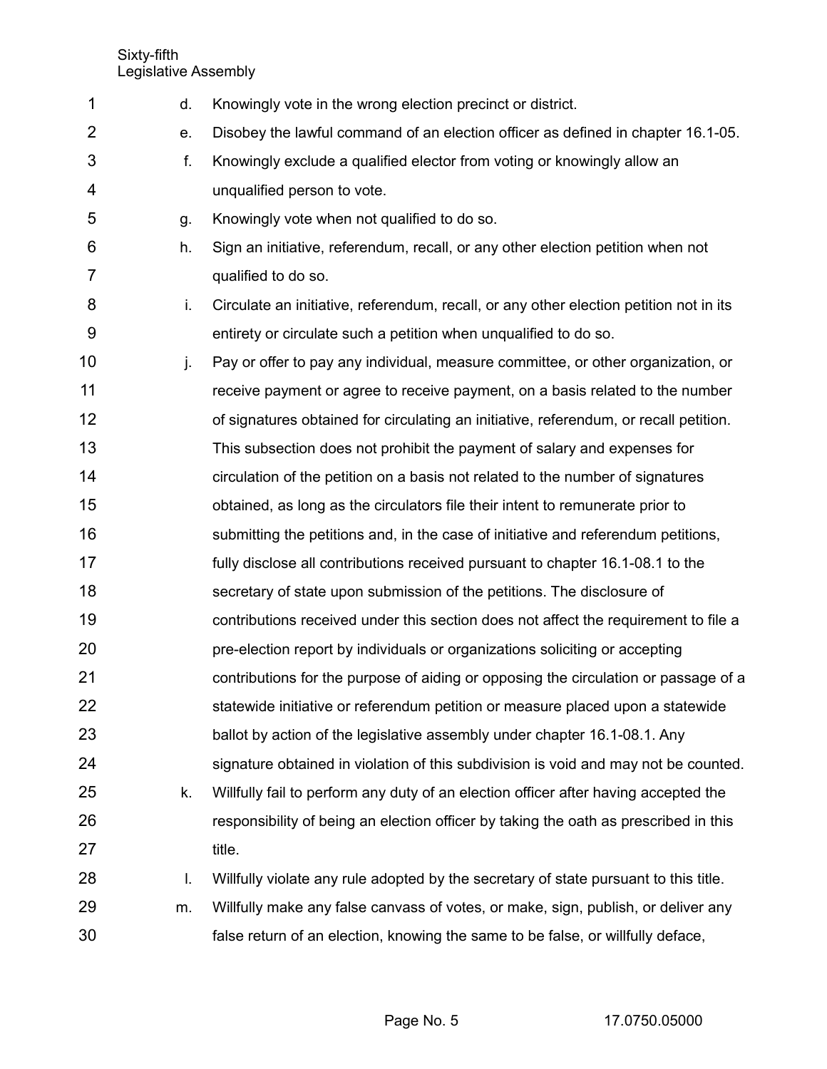d. Knowingly vote in the wrong election precinct or district.

e. Disobey the lawful command of an election officer as defined in chapter 16.1-05.

f. Knowingly exclude a qualified elector from voting or knowingly allow an unqualified person to vote.

g. Knowingly vote when not qualified to do so.

h. Sign an initiative, referendum, recall, or any other election petition when not qualified to do so.

i. Circulate an initiative, referendum, recall, or any other election petition not in its entirety or circulate such a petition when unqualified to do so.

j. Pay or offer to pay any individual, measure committee, or other organization, or receive payment or agree to receive payment, on a basis related to the number of signatures obtained for circulating an initiative, referendum, or recall petition. This subsection does not prohibit the payment of salary and expenses for circulation of the petition on a basis not related to the number of signatures obtained, as long as the circulators file their intent to remunerate prior to submitting the petitions and, in the case of initiative and referendum petitions, fully disclose all contributions received pursuant to chapter 16.1-08.1 to the secretary of state upon submission of the petitions. The disclosure of contributions received under this section does not affect the requirement to file a pre-election report by individuals or organizations soliciting or accepting contributions for the purpose of aiding or opposing the circulation or passage of a statewide initiative or referendum petition or measure placed upon a statewide ballot by action of the legislative assembly under chapter 16.1-08.1. Any signature obtained in violation of this subdivision is void and may not be counted.

k. Willfully fail to perform any duty of an election officer after having accepted the responsibility of being an election officer by taking the oath as prescribed in this title.

l. Willfully violate any rule adopted by the secretary of state pursuant to this title.

m. Willfully make any false canvass of votes, or make, sign, publish, or deliver any false return of an election, knowing the same to be false, or willfully deface,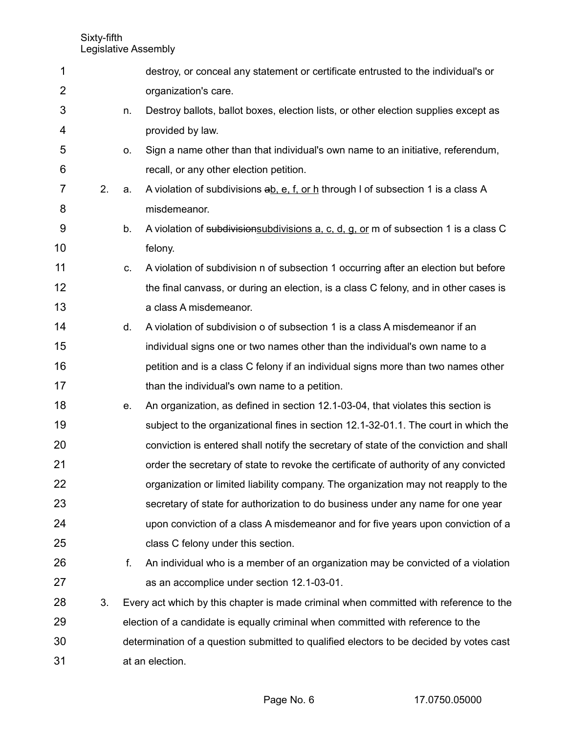destroy, or conceal any statement or certificate entrusted to the individual's or organization's care.

n. Destroy ballots, ballot boxes, election lists, or other election supplies except as provided by law.

o. Sign a name other than that individual's own name to an initiative, referendum, recall, or any other election petition.

2. a. A violation of subdivisions ~~a~~b, e, f, or h through l of subsection 1 is a class A misdemeanor.

b. A violation of ~~subdivision~~subdivisions a, c, d, g, or m of subsection 1 is a class C felony.

c. A violation of subdivision n of subsection 1 occurring after an election but before the final canvass, or during an election, is a class C felony, and in other cases is a class A misdemeanor.

d. A violation of subdivision o of subsection 1 is a class A misdemeanor if an individual signs one or two names other than the individual's own name to a petition and is a class C felony if an individual signs more than two names other than the individual's own name to a petition.

e. An organization, as defined in section 12.1-03-04, that violates this section is subject to the organizational fines in section 12.1-32-01.1. The court in which the conviction is entered shall notify the secretary of state of the conviction and shall order the secretary of state to revoke the certificate of authority of any convicted organization or limited liability company. The organization may not reapply to the secretary of state for authorization to do business under any name for one year upon conviction of a class A misdemeanor and for five years upon conviction of a class C felony under this section.

f. An individual who is a member of an organization may be convicted of a violation as an accomplice under section 12.1-03-01.

3. Every act which by this chapter is made criminal when committed with reference to the election of a candidate is equally criminal when committed with reference to the determination of a question submitted to qualified electors to be decided by votes cast at an election.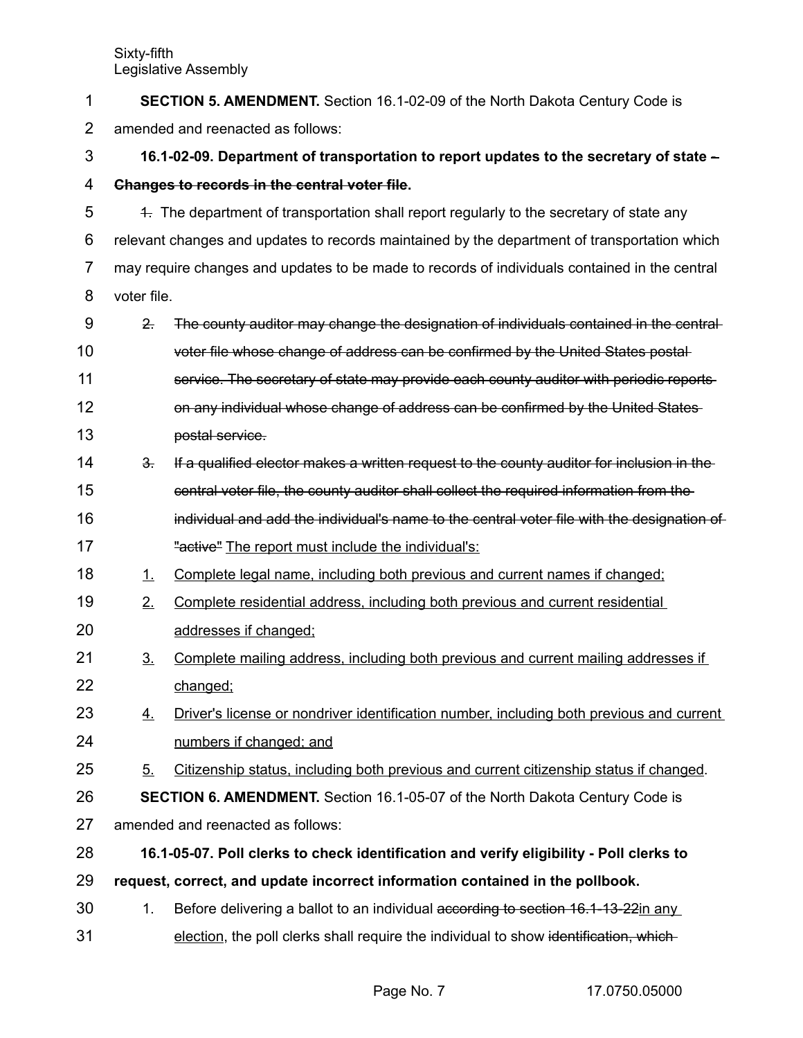**SECTION 5. AMENDMENT.** Section 16.1-02-09 of the North Dakota Century Code is amended and reenacted as follows:

**16.1-02-09. Department of transportation to report updates to the secretary of state ~~- Changes to records in the central voter file~~.**

~~1.~~ The department of transportation shall report regularly to the secretary of state any relevant changes and updates to records maintained by the department of transportation which may require changes and updates to be made to records of individuals contained in the central voter file.

~~2. The county auditor may change the designation of individuals contained in the central voter file whose change of address can be confirmed by the United States postal service. The secretary of state may provide each county auditor with periodic reports on any individual whose change of address can be confirmed by the United States postal service.~~

~~3. If a qualified elector makes a written request to the county auditor for inclusion in the central voter file, the county auditor shall collect the required information from the individual and add the individual's name to the central voter file with the designation of "active"~~ The report must include the individual's:

1. Complete legal name, including both previous and current names if changed;
2. Complete residential address, including both previous and current residential addresses if changed;
3. Complete mailing address, including both previous and current mailing addresses if changed;
4. Driver's license or nondriver identification number, including both previous and current numbers if changed; and
5. Citizenship status, including both previous and current citizenship status if changed.

**SECTION 6. AMENDMENT.** Section 16.1-05-07 of the North Dakota Century Code is amended and reenacted as follows:

**16.1-05-07. Poll clerks to check identification and verify eligibility - Poll clerks to request, correct, and update incorrect information contained in the pollbook.**

1. Before delivering a ballot to an individual ~~according to section 16.1-13-22~~in any election, the poll clerks shall require the individual to show ~~identification, which~~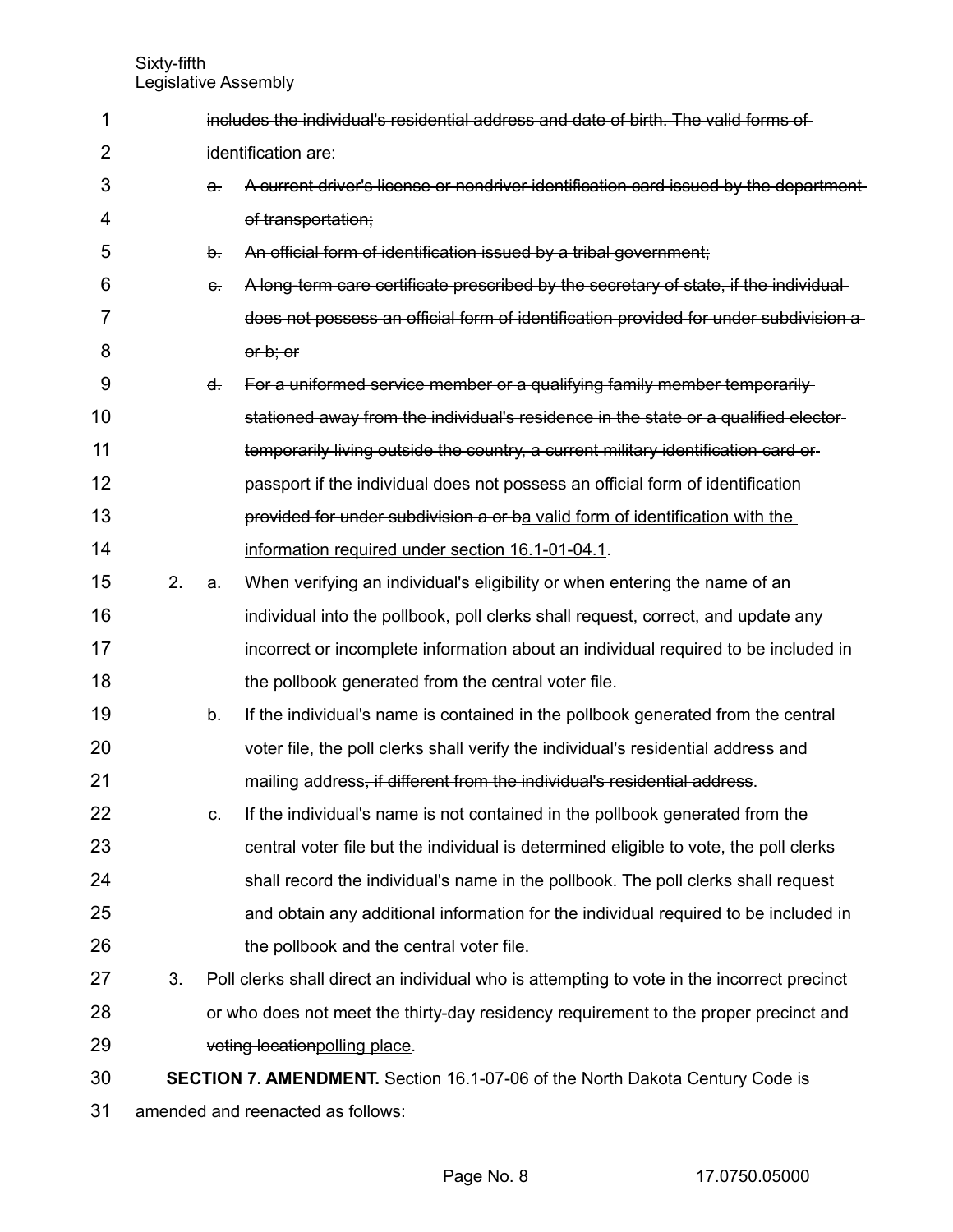~~includes the individual's residential address and date of birth. The valid forms of identification are:~~

~~a. A current driver's license or nondriver identification card issued by the department of transportation;~~

~~b. An official form of identification issued by a tribal government;~~

~~c. A long-term care certificate prescribed by the secretary of state, if the individual does not possess an official form of identification provided for under subdivision a or b; or~~

~~d. For a uniformed service member or a qualifying family member temporarily stationed away from the individual's residence in the state or a qualified elector temporarily living outside the country, a current military identification card or passport if the individual does not possess an official form of identification provided for under subdivision a or b~~<u>a valid form of identification with the information required under section 16.1-01-04.1</u>.

2. a. When verifying an individual's eligibility or when entering the name of an individual into the pollbook, poll clerks shall request, correct, and update any incorrect or incomplete information about an individual required to be included in the pollbook generated from the central voter file.

   b. If the individual's name is contained in the pollbook generated from the central voter file, the poll clerks shall verify the individual's residential address and mailing address~~, if different from the individual's residential address~~.

   c. If the individual's name is not contained in the pollbook generated from the central voter file but the individual is determined eligible to vote, the poll clerks shall record the individual's name in the pollbook. The poll clerks shall request and obtain any additional information for the individual required to be included in the pollbook <u>and the central voter file</u>.

3. Poll clerks shall direct an individual who is attempting to vote in the incorrect precinct or who does not meet the thirty-day residency requirement to the proper precinct and ~~voting location~~<u>polling place</u>.

**SECTION 7. AMENDMENT.** Section 16.1-07-06 of the North Dakota Century Code is amended and reenacted as follows: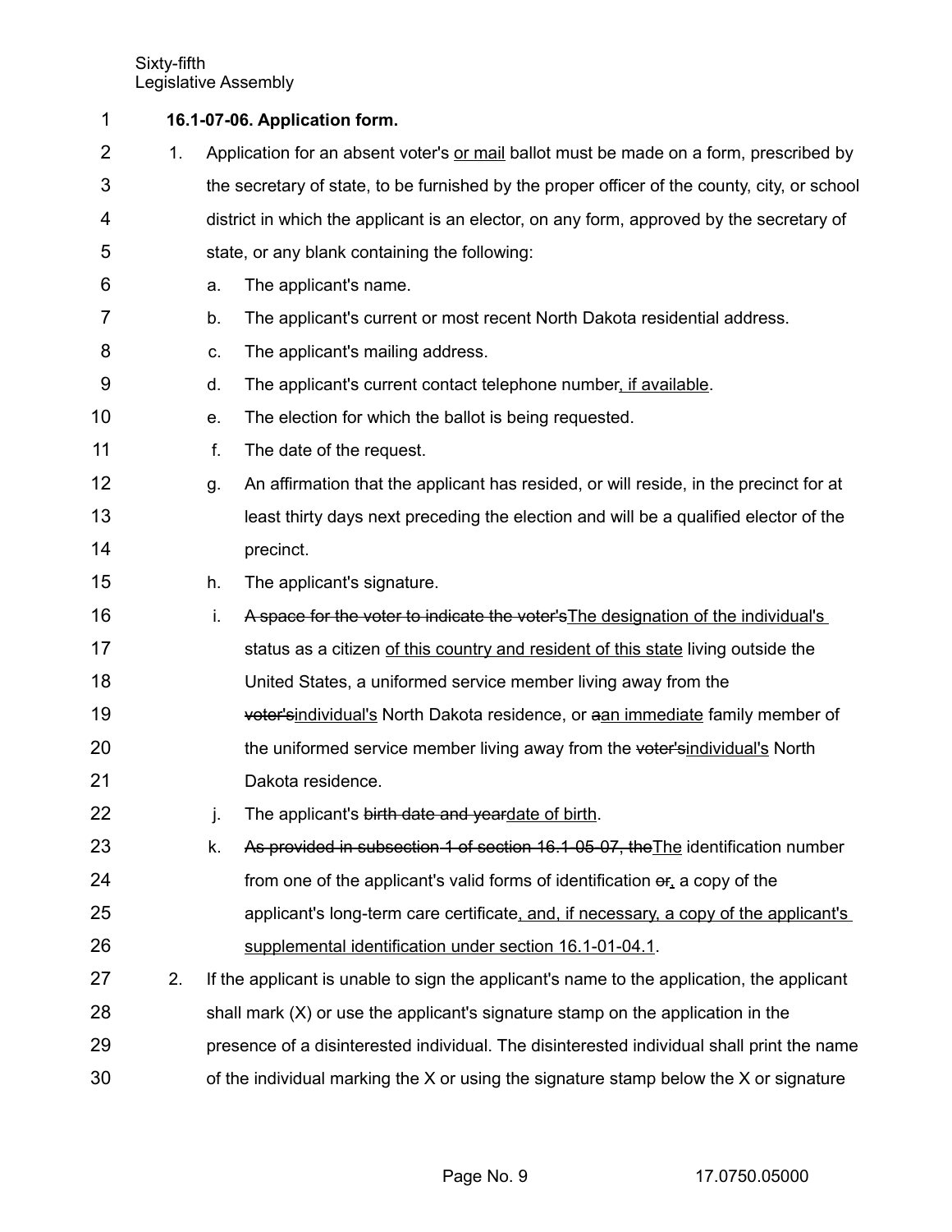**16.1-07-06. Application form.**

1. Application for an absent voter's <u>or mail</u> ballot must be made on a form, prescribed by the secretary of state, to be furnished by the proper officer of the county, city, or school district in which the applicant is an elector, on any form, approved by the secretary of state, or any blank containing the following:
   a. The applicant's name.
   b. The applicant's current or most recent North Dakota residential address.
   c. The applicant's mailing address.
   d. The applicant's current contact telephone number<u>, if available</u>.
   e. The election for which the ballot is being requested.
   f. The date of the request.
   g. An affirmation that the applicant has resided, or will reside, in the precinct for at least thirty days next preceding the election and will be a qualified elector of the precinct.
   h. The applicant's signature.
   i. ~~A space for the voter to indicate the voter's~~<u>The designation of the individual's</u> status as a citizen <u>of this country and resident of this state</u> living outside the United States, a uniformed service member living away from the ~~voter's~~<u>individual's</u> North Dakota residence, or ~~a~~<u>an immediate</u> family member of the uniformed service member living away from the ~~voter's~~<u>individual's</u> North Dakota residence.
   j. The applicant's ~~birth date and year~~<u>date of birth</u>.
   k. ~~As provided in subsection 1 of section 16.1-05-07, the~~<u>The</u> identification number from one of the applicant's valid forms of identification ~~or~~<u>,</u> a copy of the applicant's long-term care certificate<u>, and, if necessary, a copy of the applicant's supplemental identification under section 16.1-01-04.1</u>.
2. If the applicant is unable to sign the applicant's name to the application, the applicant shall mark (X) or use the applicant's signature stamp on the application in the presence of a disinterested individual. The disinterested individual shall print the name of the individual marking the X or using the signature stamp below the X or signature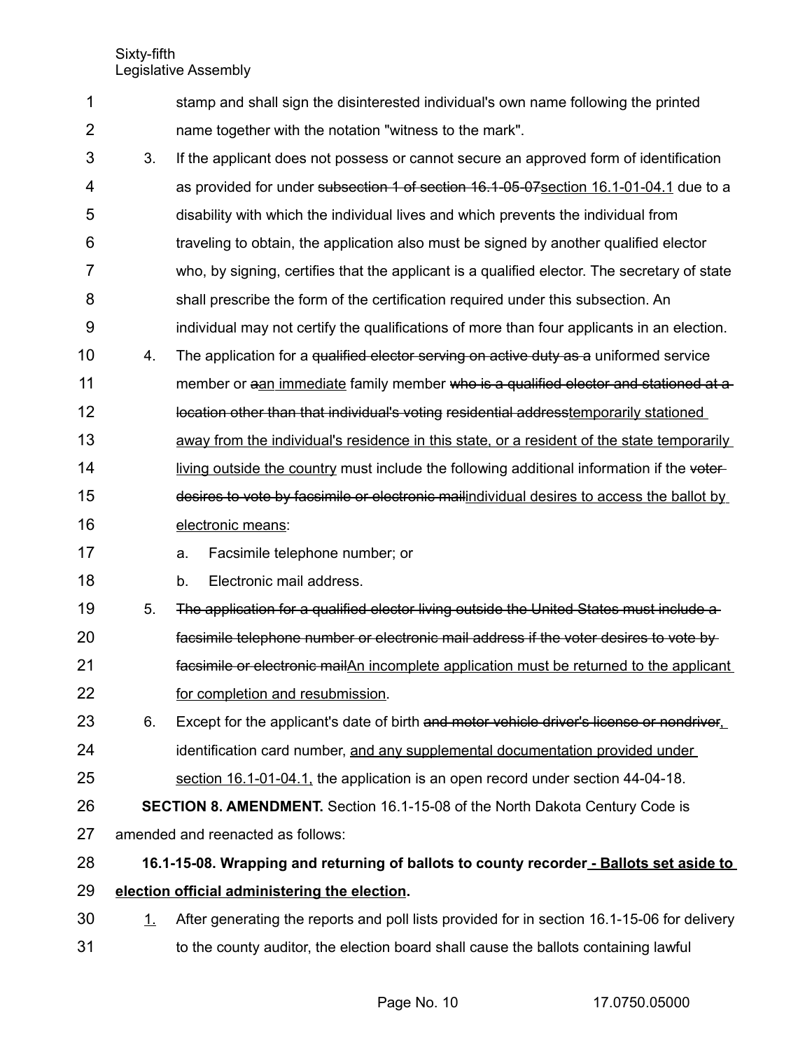stamp and shall sign the disinterested individual's own name following the printed name together with the notation "witness to the mark".

3. If the applicant does not possess or cannot secure an approved form of identification as provided for under ~~subsection 1 of section 16.1-05-07~~<u>section 16.1-01-04.1</u> due to a disability with which the individual lives and which prevents the individual from traveling to obtain, the application also must be signed by another qualified elector who, by signing, certifies that the applicant is a qualified elector. The secretary of state shall prescribe the form of the certification required under this subsection. An individual may not certify the qualifications of more than four applicants in an election.

4. The application for a ~~qualified elector serving on active duty as a~~ uniformed service member or ~~a~~<u>an immediate</u> family member ~~who is a qualified elector and stationed at a location other than that individual's voting residential address~~<u>temporarily stationed away from the individual's residence in this state, or a resident of the state temporarily living outside the country</u> must include the following additional information if the ~~voter desires to vote by facsimile or electronic mail~~<u>individual desires to access the ballot by electronic means</u>:

   a. Facsimile telephone number; or

   b. Electronic mail address.

5. ~~The application for a qualified elector living outside the United States must include a facsimile telephone number or electronic mail address if the voter desires to vote by facsimile or electronic mail~~<u>An incomplete application must be returned to the applicant for completion and resubmission</u>.

6. Except for the applicant's date of birth ~~and motor vehicle driver's license or nondriver~~<u>,</u> identification card number, <u>and any supplemental documentation provided under section 16.1-01-04.1,</u> the application is an open record under section 44-04-18.

**SECTION 8. AMENDMENT.** Section 16.1-15-08 of the North Dakota Century Code is amended and reenacted as follows:

**16.1-15-08. Wrapping and returning of ballots to county recorder<u> - Ballots set aside to election official administering the election</u>.**

<u>1.</u> After generating the reports and poll lists provided for in section 16.1-15-06 for delivery to the county auditor, the election board shall cause the ballots containing lawful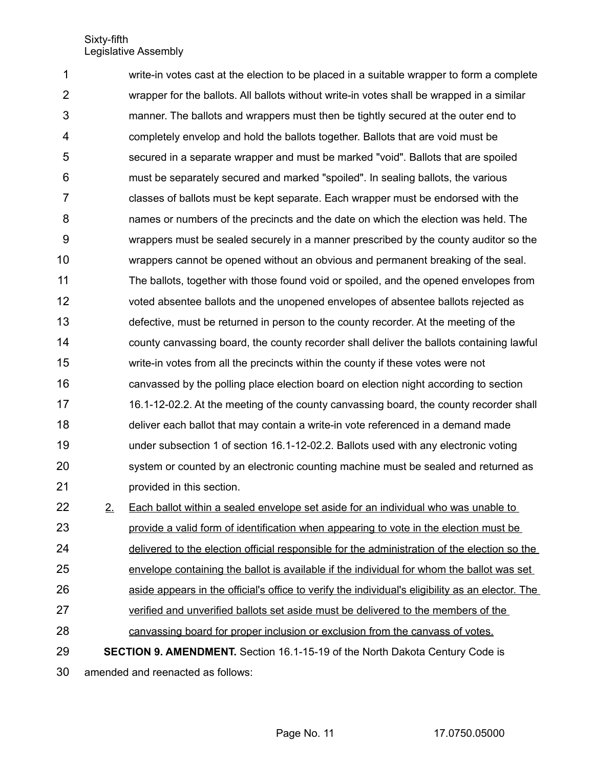write-in votes cast at the election to be placed in a suitable wrapper to form a complete wrapper for the ballots. All ballots without write-in votes shall be wrapped in a similar manner. The ballots and wrappers must then be tightly secured at the outer end to completely envelop and hold the ballots together. Ballots that are void must be secured in a separate wrapper and must be marked "void". Ballots that are spoiled must be separately secured and marked "spoiled". In sealing ballots, the various classes of ballots must be kept separate. Each wrapper must be endorsed with the names or numbers of the precincts and the date on which the election was held. The wrappers must be sealed securely in a manner prescribed by the county auditor so the wrappers cannot be opened without an obvious and permanent breaking of the seal. The ballots, together with those found void or spoiled, and the opened envelopes from voted absentee ballots and the unopened envelopes of absentee ballots rejected as defective, must be returned in person to the county recorder. At the meeting of the county canvassing board, the county recorder shall deliver the ballots containing lawful write-in votes from all the precincts within the county if these votes were not canvassed by the polling place election board on election night according to section 16.1-12-02.2. At the meeting of the county canvassing board, the county recorder shall deliver each ballot that may contain a write-in vote referenced in a demand made under subsection 1 of section 16.1-12-02.2. Ballots used with any electronic voting system or counted by an electronic counting machine must be sealed and returned as provided in this section.

2. Each ballot within a sealed envelope set aside for an individual who was unable to provide a valid form of identification when appearing to vote in the election must be delivered to the election official responsible for the administration of the election so the envelope containing the ballot is available if the individual for whom the ballot was set aside appears in the official's office to verify the individual's eligibility as an elector. The verified and unverified ballots set aside must be delivered to the members of the canvassing board for proper inclusion or exclusion from the canvass of votes.

**SECTION 9. AMENDMENT.** Section 16.1-15-19 of the North Dakota Century Code is amended and reenacted as follows: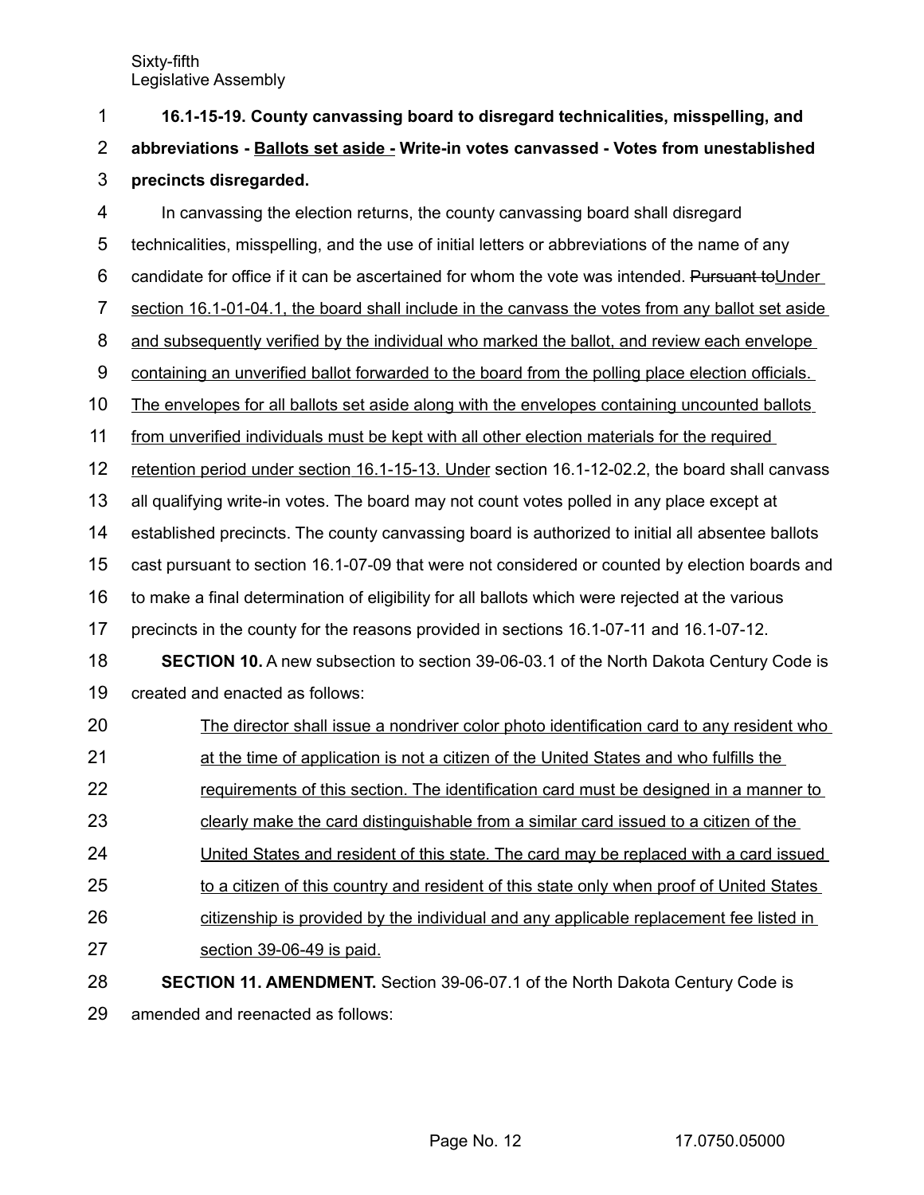**16.1-15-19. County canvassing board to disregard technicalities, misspelling, and abbreviations - Ballots set aside - Write-in votes canvassed - Votes from unestablished precincts disregarded.**

In canvassing the election returns, the county canvassing board shall disregard technicalities, misspelling, and the use of initial letters or abbreviations of the name of any candidate for office if it can be ascertained for whom the vote was intended. ~~Pursuant to~~Under section 16.1-01-04.1, the board shall include in the canvass the votes from any ballot set aside and subsequently verified by the individual who marked the ballot, and review each envelope containing an unverified ballot forwarded to the board from the polling place election officials. The envelopes for all ballots set aside along with the envelopes containing uncounted ballots from unverified individuals must be kept with all other election materials for the required retention period under section 16.1-15-13. Under section 16.1-12-02.2, the board shall canvass all qualifying write-in votes. The board may not count votes polled in any place except at established precincts. The county canvassing board is authorized to initial all absentee ballots cast pursuant to section 16.1-07-09 that were not considered or counted by election boards and to make a final determination of eligibility for all ballots which were rejected at the various precincts in the county for the reasons provided in sections 16.1-07-11 and 16.1-07-12.

**SECTION 10.** A new subsection to section 39-06-03.1 of the North Dakota Century Code is created and enacted as follows:

The director shall issue a nondriver color photo identification card to any resident who at the time of application is not a citizen of the United States and who fulfills the requirements of this section. The identification card must be designed in a manner to clearly make the card distinguishable from a similar card issued to a citizen of the United States and resident of this state. The card may be replaced with a card issued to a citizen of this country and resident of this state only when proof of United States citizenship is provided by the individual and any applicable replacement fee listed in section 39-06-49 is paid.

**SECTION 11. AMENDMENT.** Section 39-06-07.1 of the North Dakota Century Code is amended and reenacted as follows: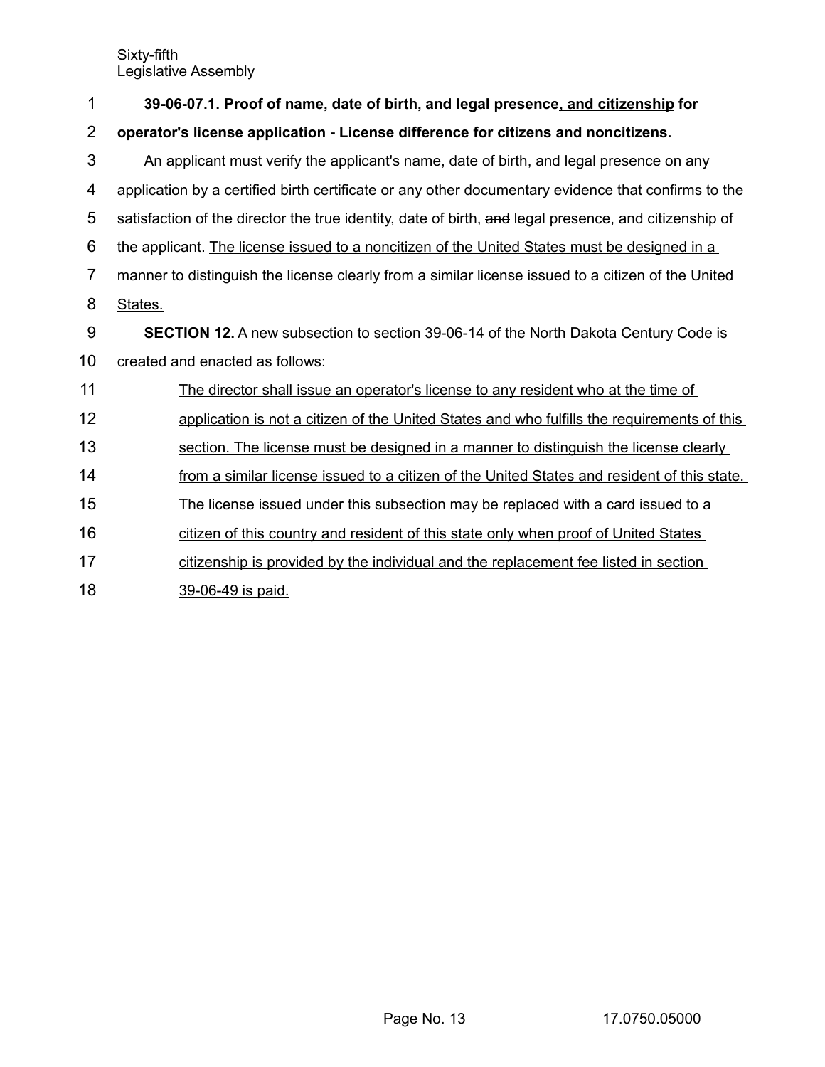**39-06-07.1. Proof of name, date of birth, ~~and~~ legal presence, and citizenship for operator's license application - License difference for citizens and noncitizens.**

An applicant must verify the applicant's name, date of birth, and legal presence on any application by a certified birth certificate or any other documentary evidence that confirms to the satisfaction of the director the true identity, date of birth, ~~and~~ legal presence, and citizenship of the applicant. The license issued to a noncitizen of the United States must be designed in a manner to distinguish the license clearly from a similar license issued to a citizen of the United States.

**SECTION 12.** A new subsection to section 39-06-14 of the North Dakota Century Code is created and enacted as follows:

The director shall issue an operator's license to any resident who at the time of application is not a citizen of the United States and who fulfills the requirements of this section. The license must be designed in a manner to distinguish the license clearly from a similar license issued to a citizen of the United States and resident of this state. The license issued under this subsection may be replaced with a card issued to a citizen of this country and resident of this state only when proof of United States citizenship is provided by the individual and the replacement fee listed in section 39-06-49 is paid.